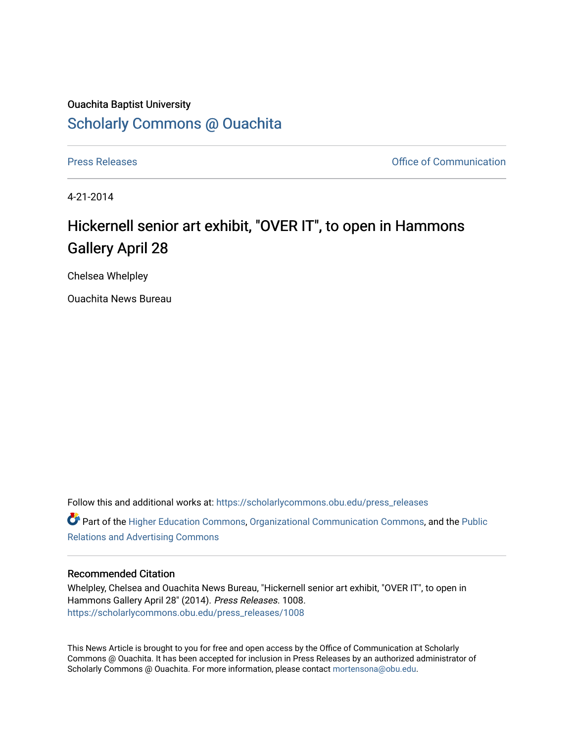Ouachita Baptist University

## Scholarly Commons @ Ouachita

Press Releases

Office of Communication

4-21-2014

# Hickernell senior art exhibit, "OVER IT", to open in Hammons Gallery April 28

Chelsea Whelpley

Ouachita News Bureau

Follow this and additional works at: https://scholarlycommons.obu.edu/press_releases

Part of the Higher Education Commons, Organizational Communication Commons, and the Public Relations and Advertising Commons

### Recommended Citation

Whelpley, Chelsea and Ouachita News Bureau, "Hickernell senior art exhibit, "OVER IT", to open in Hammons Gallery April 28" (2014). *Press Releases*. 1008.
https://scholarlycommons.obu.edu/press_releases/1008

This News Article is brought to you for free and open access by the Office of Communication at Scholarly Commons @ Ouachita. It has been accepted for inclusion in Press Releases by an authorized administrator of Scholarly Commons @ Ouachita. For more information, please contact mortensona@obu.edu.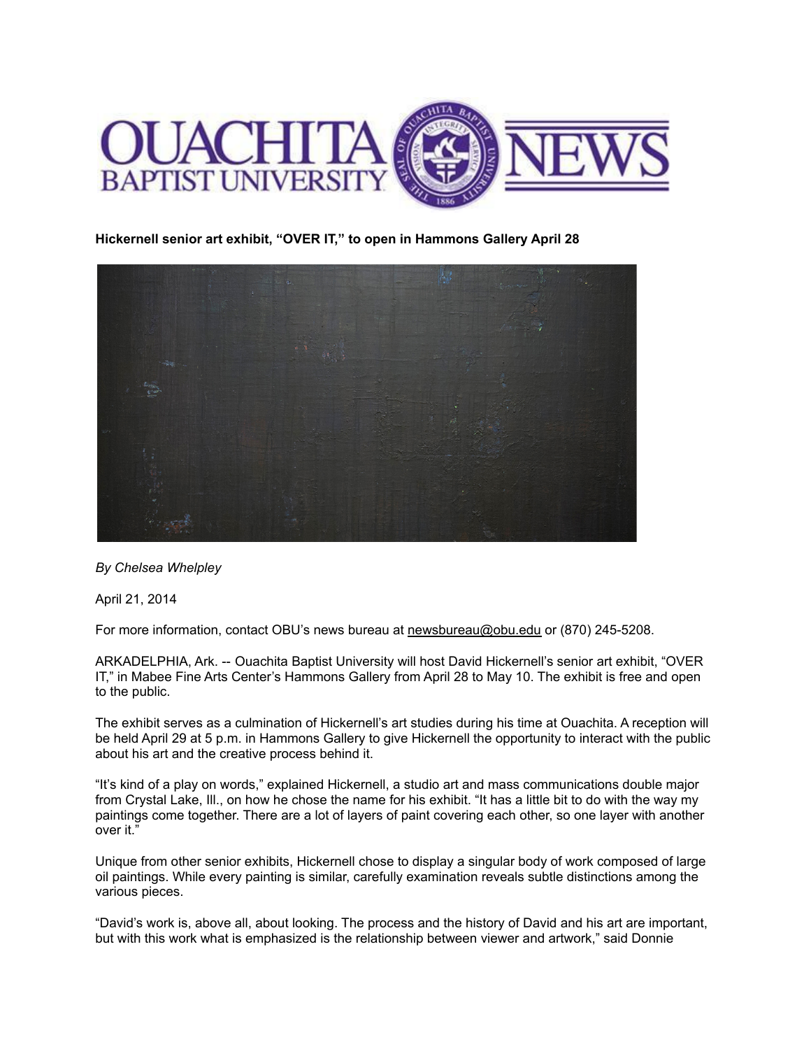**Hickernell senior art exhibit, "OVER IT," to open in Hammons Gallery April 28**

*By Chelsea Whelpley*

April 21, 2014

For more information, contact OBU's news bureau at newsbureau@obu.edu or (870) 245-5208.

ARKADELPHIA, Ark. -- Ouachita Baptist University will host David Hickernell's senior art exhibit, "OVER IT," in Mabee Fine Arts Center's Hammons Gallery from April 28 to May 10. The exhibit is free and open to the public.

The exhibit serves as a culmination of Hickernell's art studies during his time at Ouachita. A reception will be held April 29 at 5 p.m. in Hammons Gallery to give Hickernell the opportunity to interact with the public about his art and the creative process behind it.

"It's kind of a play on words," explained Hickernell, a studio art and mass communications double major from Crystal Lake, Ill., on how he chose the name for his exhibit. "It has a little bit to do with the way my paintings come together. There are a lot of layers of paint covering each other, so one layer with another over it."

Unique from other senior exhibits, Hickernell chose to display a singular body of work composed of large oil paintings. While every painting is similar, carefully examination reveals subtle distinctions among the various pieces.

"David's work is, above all, about looking. The process and the history of David and his art are important, but with this work what is emphasized is the relationship between viewer and artwork," said Donnie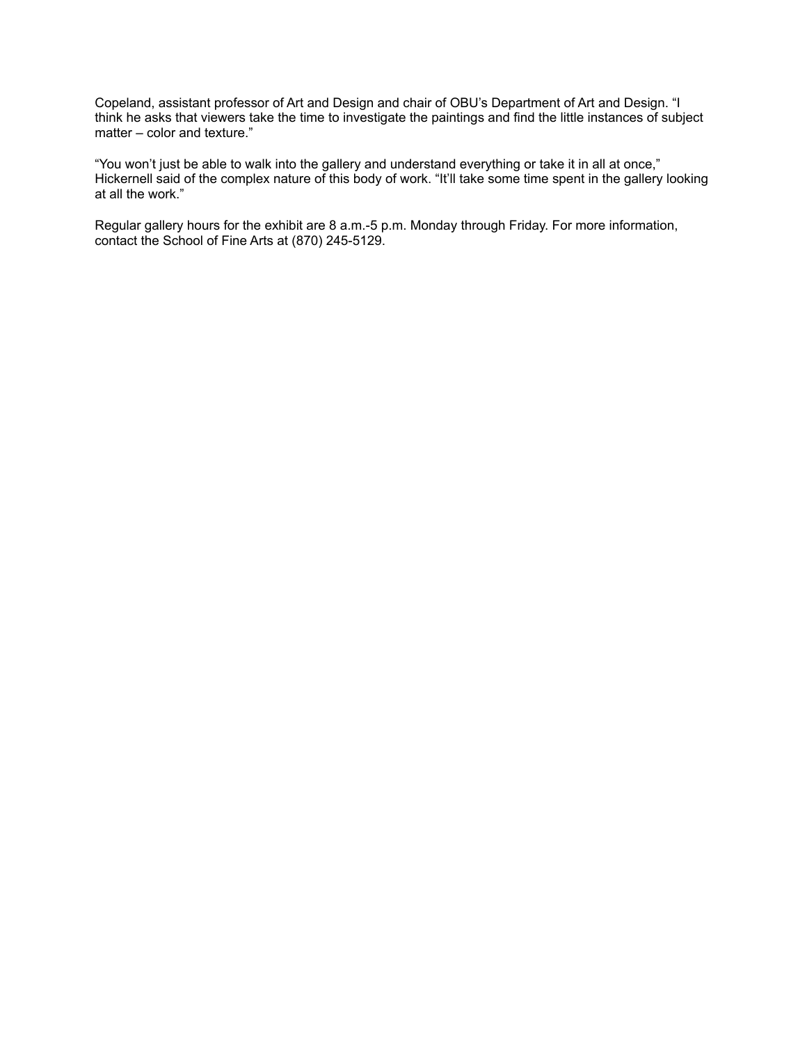Copeland, assistant professor of Art and Design and chair of OBU's Department of Art and Design. "I think he asks that viewers take the time to investigate the paintings and find the little instances of subject matter – color and texture."

"You won't just be able to walk into the gallery and understand everything or take it in all at once," Hickernell said of the complex nature of this body of work. "It'll take some time spent in the gallery looking at all the work."

Regular gallery hours for the exhibit are 8 a.m.-5 p.m. Monday through Friday. For more information, contact the School of Fine Arts at (870) 245-5129.